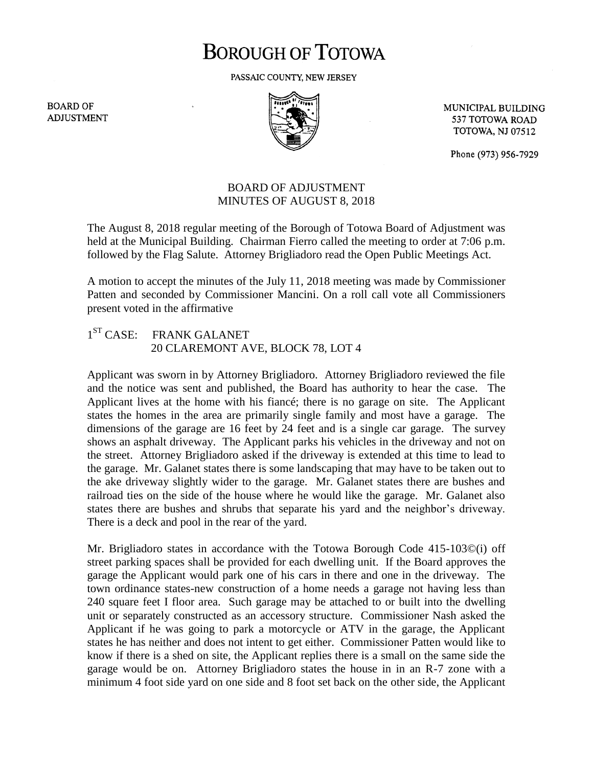# BOROUGH OF TOTOWA

PASSAIC COUNTY, NEW JERSEY

BOARD OF ADJUSTMENT

MUNICIPAL BUILDING
537 TOTOWA ROAD
TOTOWA, NJ 07512

Phone (973) 956-7929

BOARD OF ADJUSTMENT
MINUTES OF AUGUST 8, 2018

The August 8, 2018 regular meeting of the Borough of Totowa Board of Adjustment was held at the Municipal Building. Chairman Fierro called the meeting to order at 7:06 p.m. followed by the Flag Salute. Attorney Brigliadoro read the Open Public Meetings Act.

A motion to accept the minutes of the July 11, 2018 meeting was made by Commissioner Patten and seconded by Commissioner Mancini. On a roll call vote all Commissioners present voted in the affirmative

1ST CASE: FRANK GALANET
20 CLAREMONT AVE, BLOCK 78, LOT 4

Applicant was sworn in by Attorney Brigliadoro. Attorney Brigliadoro reviewed the file and the notice was sent and published, the Board has authority to hear the case. The Applicant lives at the home with his fiancé; there is no garage on site. The Applicant states the homes in the area are primarily single family and most have a garage. The dimensions of the garage are 16 feet by 24 feet and is a single car garage. The survey shows an asphalt driveway. The Applicant parks his vehicles in the driveway and not on the street. Attorney Brigliadoro asked if the driveway is extended at this time to lead to the garage. Mr. Galanet states there is some landscaping that may have to be taken out to the ake driveway slightly wider to the garage. Mr. Galanet states there are bushes and railroad ties on the side of the house where he would like the garage. Mr. Galanet also states there are bushes and shrubs that separate his yard and the neighbor's driveway. There is a deck and pool in the rear of the yard.

Mr. Brigliadoro states in accordance with the Totowa Borough Code 415-103©(i) off street parking spaces shall be provided for each dwelling unit. If the Board approves the garage the Applicant would park one of his cars in there and one in the driveway. The town ordinance states-new construction of a home needs a garage not having less than 240 square feet I floor area. Such garage may be attached to or built into the dwelling unit or separately constructed as an accessory structure. Commissioner Nash asked the Applicant if he was going to park a motorcycle or ATV in the garage, the Applicant states he has neither and does not intent to get either. Commissioner Patten would like to know if there is a shed on site, the Applicant replies there is a small on the same side the garage would be on. Attorney Brigliadoro states the house in in an R-7 zone with a minimum 4 foot side yard on one side and 8 foot set back on the other side, the Applicant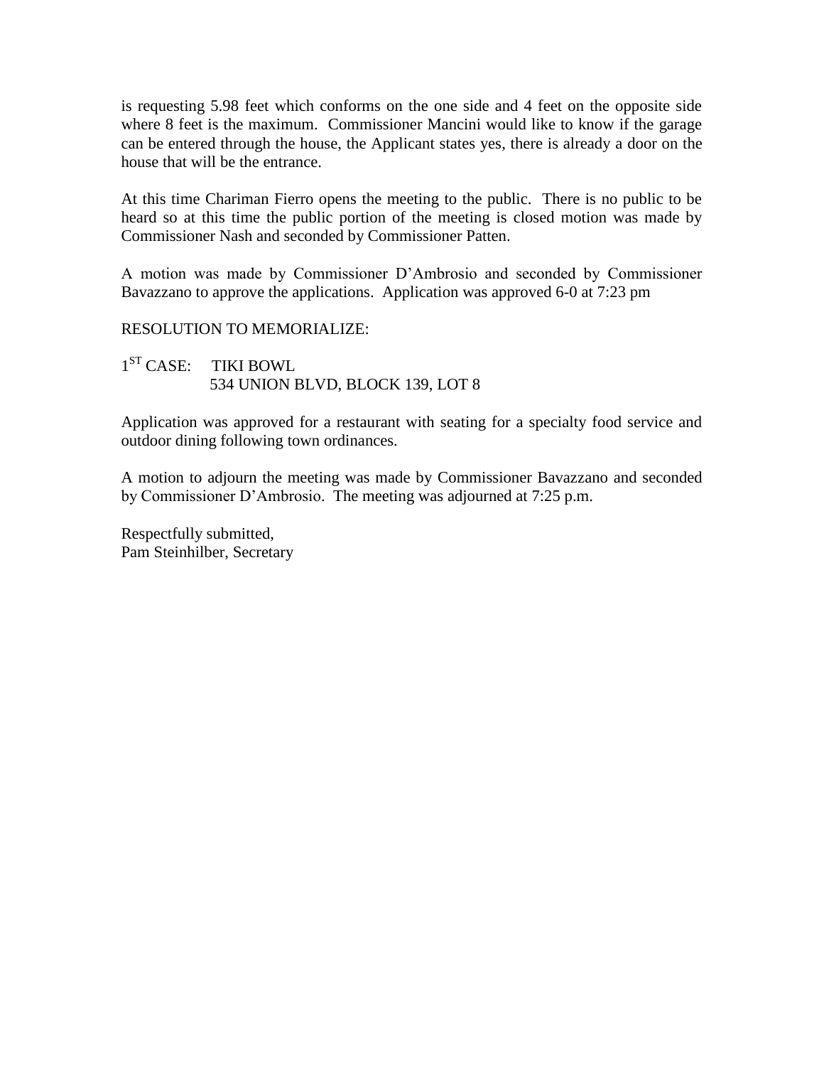is requesting 5.98 feet which conforms on the one side and 4 feet on the opposite side where 8 feet is the maximum. Commissioner Mancini would like to know if the garage can be entered through the house, the Applicant states yes, there is already a door on the house that will be the entrance.

At this time Chariman Fierro opens the meeting to the public. There is no public to be heard so at this time the public portion of the meeting is closed motion was made by Commissioner Nash and seconded by Commissioner Patten.

A motion was made by Commissioner D'Ambrosio and seconded by Commissioner Bavazzano to approve the applications. Application was approved 6-0 at 7:23 pm

RESOLUTION TO MEMORIALIZE:

1ST CASE: TIKI BOWL
534 UNION BLVD, BLOCK 139, LOT 8

Application was approved for a restaurant with seating for a specialty food service and outdoor dining following town ordinances.

A motion to adjourn the meeting was made by Commissioner Bavazzano and seconded by Commissioner D'Ambrosio. The meeting was adjourned at 7:25 p.m.

Respectfully submitted,
Pam Steinhilber, Secretary